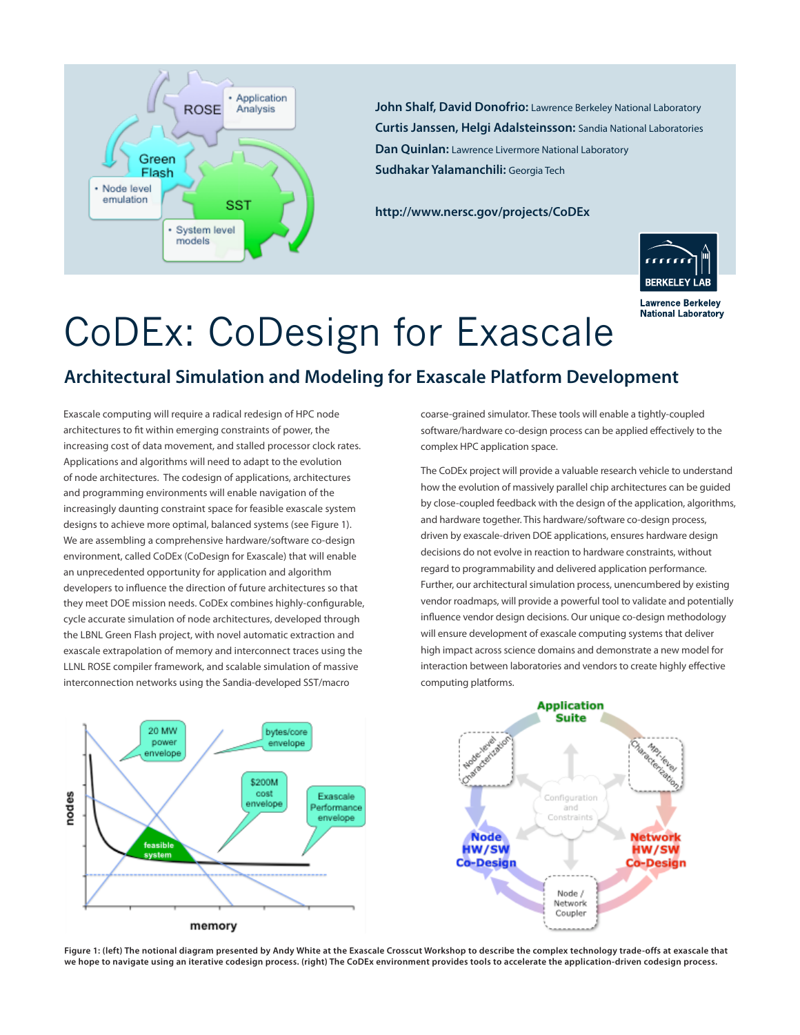**John Shalf, David Donofrio:** Lawrence Berkeley National Laboratory
**Curtis Janssen, Helgi Adalsteinsson:** Sandia National Laboratories
**Dan Quinlan:** Lawrence Livermore National Laboratory
**Sudhakar Yalamanchili:** Georgia Tech

**http://www.nersc.gov/projects/CoDEx**

# CoDEx: CoDesign for Exascale

## Architectural Simulation and Modeling for Exascale Platform Development

Exascale computing will require a radical redesign of HPC node architectures to fit within emerging constraints of power, the increasing cost of data movement, and stalled processor clock rates. Applications and algorithms will need to adapt to the evolution of node architectures. The codesign of applications, architectures and programming environments will enable navigation of the increasingly daunting constraint space for feasible exascale system designs to achieve more optimal, balanced systems (see Figure 1). We are assembling a comprehensive hardware/software co-design environment, called CoDEx (CoDesign for Exascale) that will enable an unprecedented opportunity for application and algorithm developers to influence the direction of future architectures so that they meet DOE mission needs. CoDEx combines highly-configurable, cycle accurate simulation of node architectures, developed through the LBNL Green Flash project, with novel automatic extraction and exascale extrapolation of memory and interconnect traces using the LLNL ROSE compiler framework, and scalable simulation of massive interconnection networks using the Sandia-developed SST/macro coarse-grained simulator. These tools will enable a tightly-coupled software/hardware co-design process can be applied effectively to the complex HPC application space.

The CoDEx project will provide a valuable research vehicle to understand how the evolution of massively parallel chip architectures can be guided by close-coupled feedback with the design of the application, algorithms, and hardware together. This hardware/software co-design process, driven by exascale-driven DOE applications, ensures hardware design decisions do not evolve in reaction to hardware constraints, without regard to programmability and delivered application performance. Further, our architectural simulation process, unencumbered by existing vendor roadmaps, will provide a powerful tool to validate and potentially influence vendor design decisions. Our unique co-design methodology will ensure development of exascale computing systems that deliver high impact across science domains and demonstrate a new model for interaction between laboratories and vendors to create highly effective computing platforms.

**Figure 1: (left) The notional diagram presented by Andy White at the Exascale Crosscut Workshop to describe the complex technology trade-offs at exascale that we hope to navigate using an iterative codesign process. (right) The CoDEx environment provides tools to accelerate the application-driven codesign process.**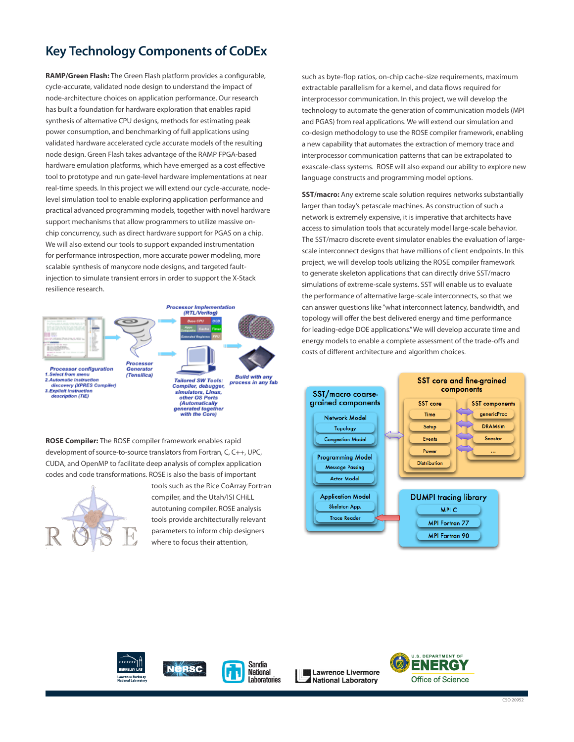# Key Technology Components of CoDEx

**RAMP/Green Flash:** The Green Flash platform provides a configurable, cycle-accurate, validated node design to understand the impact of node-architecture choices on application performance. Our research has built a foundation for hardware exploration that enables rapid synthesis of alternative CPU designs, methods for estimating peak power consumption, and benchmarking of full applications using validated hardware accelerated cycle accurate models of the resulting node design. Green Flash takes advantage of the RAMP FPGA-based hardware emulation platforms, which have emerged as a cost effective tool to prototype and run gate-level hardware implementations at near real-time speeds. In this project we will extend our cycle-accurate, node-level simulation tool to enable exploring application performance and practical advanced programming models, together with novel hardware support mechanisms that allow programmers to utilize massive on-chip concurrency, such as direct hardware support for PGAS on a chip. We will also extend our tools to support expanded instrumentation for performance introspection, more accurate power modeling, more scalable synthesis of manycore node designs, and targeted fault-injection to simulate transient errors in order to support the X-Stack resilience research.

Processor configuration
1. Select from menu
2. Automatic instruction discovery (XPRES Compiler)
3. Explicit instruction description (TIE)

Processor Generator (Tensilica)

Processor Implementation (RTL/Verilog)

Base CPU
OCD
Apps Datapaths
Cache
Timer
Extended Registers
FPU

Tailored SW Tools: Compiler, debugger, simulators, Linux, other OS Ports (Automatically generated together with the Core)

Build with any process in any fab

**ROSE Compiler:** The ROSE compiler framework enables rapid development of source-to-source translators from Fortran, C, C++, UPC, CUDA, and OpenMP to facilitate deep analysis of complex application codes and code transformations. ROSE is also the basis of important tools such as the Rice CoArray Fortran compiler, and the Utah/ISI CHiLL autotuning compiler. ROSE analysis tools provide architecturally relevant parameters to inform chip designers where to focus their attention, such as byte-flop ratios, on-chip cache-size requirements, maximum extractable parallelism for a kernel, and data flows required for interprocessor communication. In this project, we will develop the technology to automate the generation of communication models (MPI and PGAS) from real applications. We will extend our simulation and co-design methodology to use the ROSE compiler framework, enabling a new capability that automates the extraction of memory trace and interprocessor communication patterns that can be extrapolated to exascale-class systems. ROSE will also expand our ability to explore new language constructs and programming model options.

ROSE

**SST/macro:** Any extreme scale solution requires networks substantially larger than today's petascale machines. As construction of such a network is extremely expensive, it is imperative that architects have access to simulation tools that accurately model large-scale behavior. The SST/macro discrete event simulator enables the evaluation of large-scale interconnect designs that have millions of client endpoints. In this project, we will develop tools utilizing the ROSE compiler framework to generate skeleton applications that can directly drive SST/macro simulations of extreme-scale systems. SST will enable us to evaluate the performance of alternative large-scale interconnects, so that we can answer questions like "what interconnect latency, bandwidth, and topology will offer the best delivered energy and time performance for leading-edge DOE applications." We will develop accurate time and energy models to enable a complete assessment of the trade-offs and costs of different architecture and algorithm choices.

SST/macro coarse-grained components
Network Model
Topology
Congestion Model
Programming Model
Message Passing
Actor Model
Application Model
Skeleton App.
Trace Reader

SST core and fine-grained components
SST core
Time
Setup
Events
Power
Distribution
SST components
genericProc
DRAMsim
Seastar
...

DUMPI tracing library
MPI C
MPI Fortran 77
MPI Fortran 90